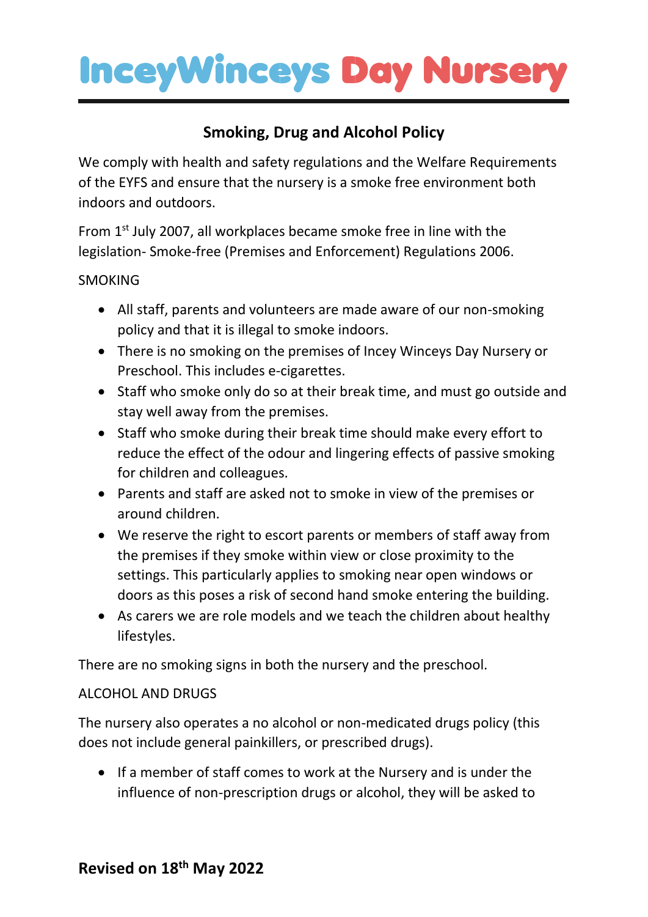# InceyWinceys Day Nursery

## Smoking, Drug and Alcohol Policy

We comply with health and safety regulations and the Welfare Requirements of the EYFS and ensure that the nursery is a smoke free environment both indoors and outdoors.

From 1st July 2007, all workplaces became smoke free in line with the legislation- Smoke-free (Premises and Enforcement) Regulations 2006.

SMOKING

- All staff, parents and volunteers are made aware of our non-smoking policy and that it is illegal to smoke indoors.
- There is no smoking on the premises of Incey Winceys Day Nursery or Preschool. This includes e-cigarettes.
- Staff who smoke only do so at their break time, and must go outside and stay well away from the premises.
- Staff who smoke during their break time should make every effort to reduce the effect of the odour and lingering effects of passive smoking for children and colleagues.
- Parents and staff are asked not to smoke in view of the premises or around children.
- We reserve the right to escort parents or members of staff away from the premises if they smoke within view or close proximity to the settings. This particularly applies to smoking near open windows or doors as this poses a risk of second hand smoke entering the building.
- As carers we are role models and we teach the children about healthy lifestyles.

There are no smoking signs in both the nursery and the preschool.

ALCOHOL AND DRUGS

The nursery also operates a no alcohol or non-medicated drugs policy (this does not include general painkillers, or prescribed drugs).

- If a member of staff comes to work at the Nursery and is under the influence of non-prescription drugs or alcohol, they will be asked to

**Revised on 18th May 2022**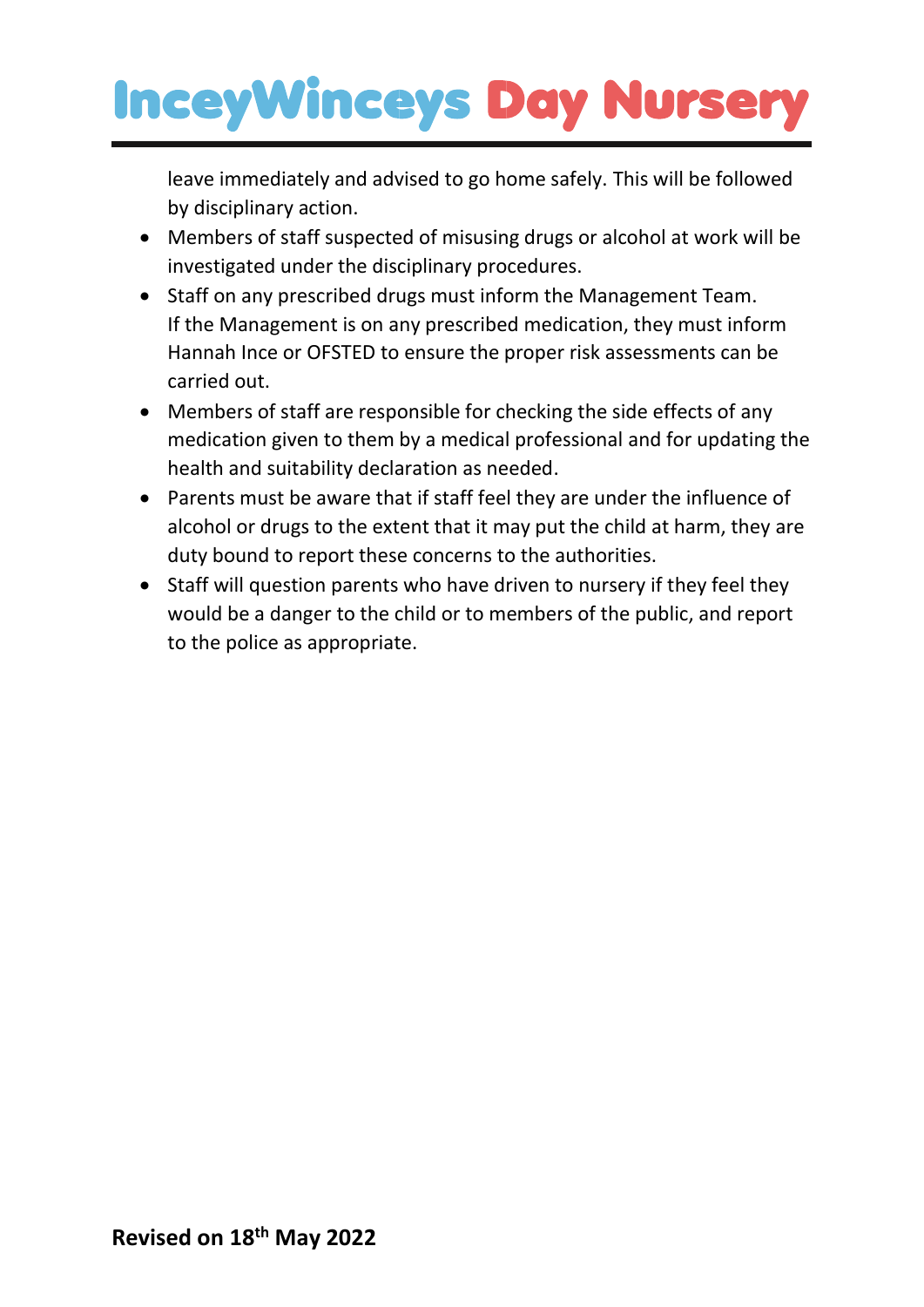leave immediately and advised to go home safely. This will be followed by disciplinary action.

- Members of staff suspected of misusing drugs or alcohol at work will be investigated under the disciplinary procedures.
- Staff on any prescribed drugs must inform the Management Team. If the Management is on any prescribed medication, they must inform Hannah Ince or OFSTED to ensure the proper risk assessments can be carried out.
- Members of staff are responsible for checking the side effects of any medication given to them by a medical professional and for updating the health and suitability declaration as needed.
- Parents must be aware that if staff feel they are under the influence of alcohol or drugs to the extent that it may put the child at harm, they are duty bound to report these concerns to the authorities.
- Staff will question parents who have driven to nursery if they feel they would be a danger to the child or to members of the public, and report to the police as appropriate.

**Revised on 18th May 2022**